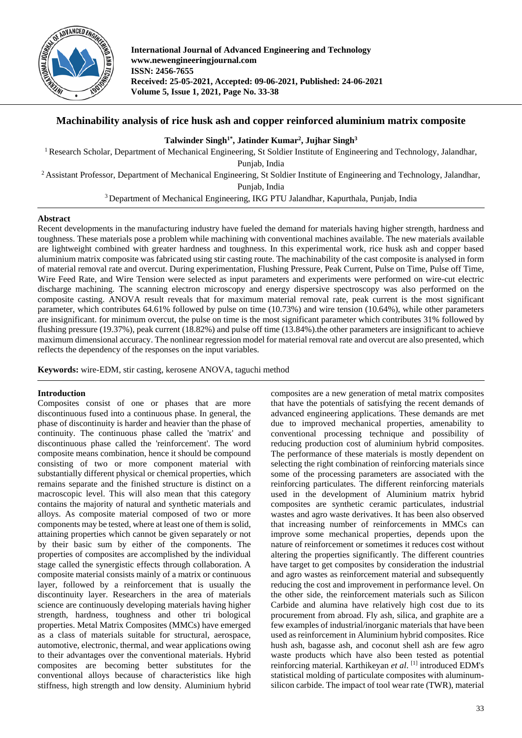# Machinability analysis of rice husk ash and copper reinforced aluminium matrix composite

**Talwinder Singh[1*], Jatinder Kumar[2], Jujhar Singh[3]**

[1] Research Scholar, Department of Mechanical Engineering, St Soldier Institute of Engineering and Technology, Jalandhar, Punjab, India

[2] Assistant Professor, Department of Mechanical Engineering, St Soldier Institute of Engineering and Technology, Jalandhar, Punjab, India

[3] Department of Mechanical Engineering, IKG PTU Jalandhar, Kapurthala, Punjab, India

## Abstract

Recent developments in the manufacturing industry have fueled the demand for materials having higher strength, hardness and toughness. These materials pose a problem while machining with conventional machines available. The new materials available are lightweight combined with greater hardness and toughness. In this experimental work, rice husk ash and copper based aluminium matrix composite was fabricated using stir casting route. The machinability of the cast composite is analysed in form of material removal rate and overcut. During experimentation, Flushing Pressure, Peak Current, Pulse on Time, Pulse off Time, Wire Feed Rate, and Wire Tension were selected as input parameters and experiments were performed on wire-cut electric discharge machining. The scanning electron microscopy and energy dispersive spectroscopy was also performed on the composite casting. ANOVA result reveals that for maximum material removal rate, peak current is the most significant parameter, which contributes 64.61% followed by pulse on time (10.73%) and wire tension (10.64%), while other parameters are insignificant. for minimum overcut, the pulse on time is the most significant parameter which contributes 31% followed by flushing pressure (19.37%), peak current (18.82%) and pulse off time (13.84%).the other parameters are insignificant to achieve maximum dimensional accuracy. The nonlinear regression model for material removal rate and overcut are also presented, which reflects the dependency of the responses on the input variables.

**Keywords:** wire-EDM, stir casting, kerosene ANOVA, taguchi method

## Introduction

Composites consist of one or phases that are more discontinuous fused into a continuous phase. In general, the phase of discontinuity is harder and heavier than the phase of continuity. The continuous phase called the 'matrix' and discontinuous phase called the 'reinforcement'. The word composite means combination, hence it should be compound consisting of two or more component material with substantially different physical or chemical properties, which remains separate and the finished structure is distinct on a macroscopic level. This will also mean that this category contains the majority of natural and synthetic materials and alloys. As composite material composed of two or more components may be tested, where at least one of them is solid, attaining properties which cannot be given separately or not by their basic sum by either of the components. The properties of composites are accomplished by the individual stage called the synergistic effects through collaboration. A composite material consists mainly of a matrix or continuous layer, followed by a reinforcement that is usually the discontinuity layer. Researchers in the area of materials science are continuously developing materials having higher strength, hardness, toughness and other tri bological properties. Metal Matrix Composites (MMCs) have emerged as a class of materials suitable for structural, aerospace, automotive, electronic, thermal, and wear applications owing to their advantages over the conventional materials. Hybrid composites are becoming better substitutes for the conventional alloys because of characteristics like high stiffness, high strength and low density. Aluminium hybrid composites are a new generation of metal matrix composites that have the potentials of satisfying the recent demands of advanced engineering applications. These demands are met due to improved mechanical properties, amenability to conventional processing technique and possibility of reducing production cost of aluminium hybrid composites. The performance of these materials is mostly dependent on selecting the right combination of reinforcing materials since some of the processing parameters are associated with the reinforcing particulates. The different reinforcing materials used in the development of Aluminium matrix hybrid composites are synthetic ceramic particulates, industrial wastes and agro waste derivatives. It has been also observed that increasing number of reinforcements in MMCs can improve some mechanical properties, depends upon the nature of reinforcement or sometimes it reduces cost without altering the properties significantly. The different countries have target to get composites by consideration the industrial and agro wastes as reinforcement material and subsequently reducing the cost and improvement in performance level. On the other side, the reinforcement materials such as Silicon Carbide and alumina have relatively high cost due to its procurement from abroad. Fly ash, silica, and graphite are a few examples of industrial/inorganic materials that have been used as reinforcement in Aluminium hybrid composites. Rice hush ash, bagasse ash, and coconut shell ash are few agro waste products which have also been tested as potential reinforcing material. Karthikeyan *et al*. [1] introduced EDM's statistical molding of particulate composites with aluminum-silicon carbide. The impact of tool wear rate (TWR), material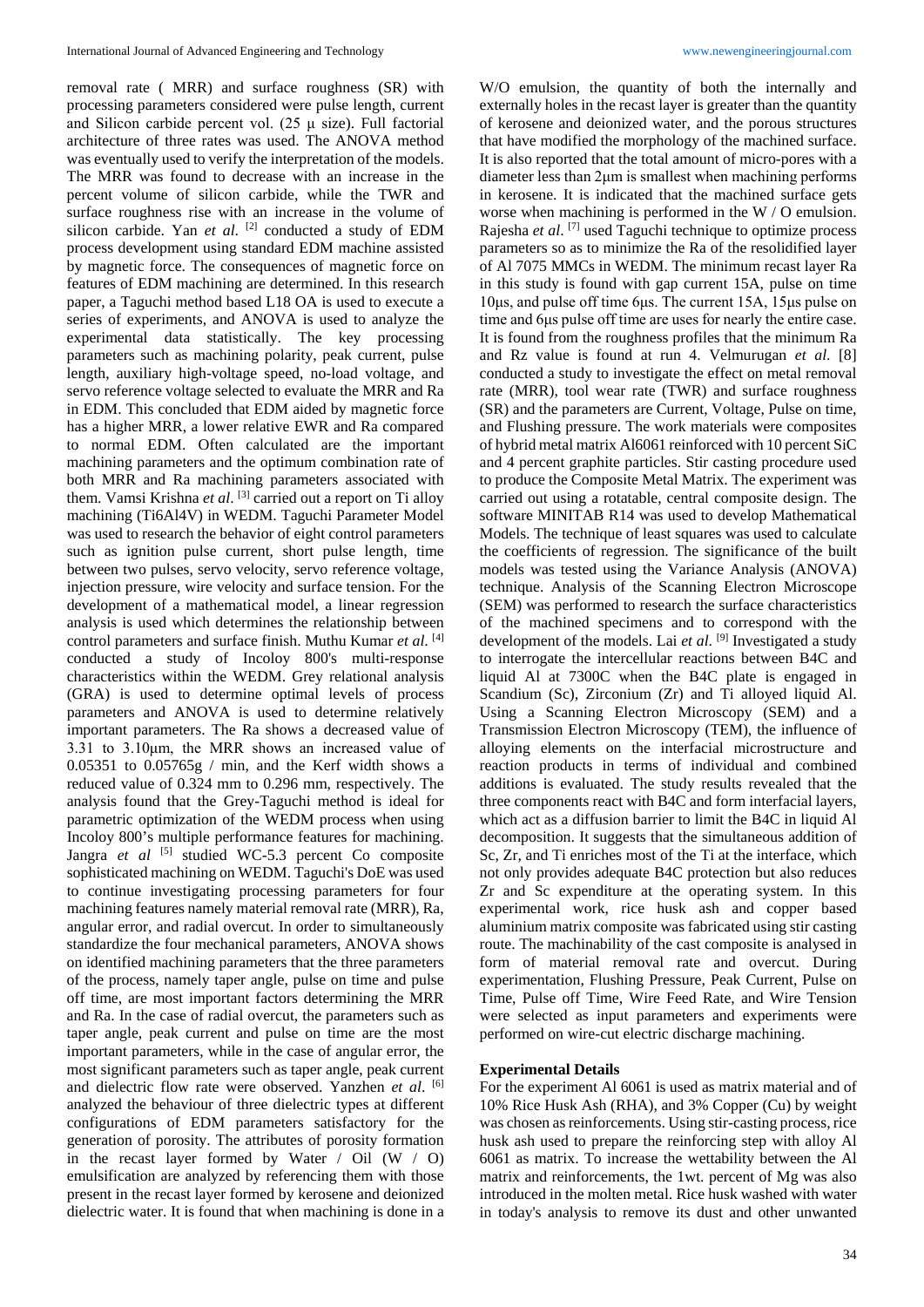removal rate ( MRR) and surface roughness (SR) with processing parameters considered were pulse length, current and Silicon carbide percent vol. (25 µ size). Full factorial architecture of three rates was used. The ANOVA method was eventually used to verify the interpretation of the models. The MRR was found to decrease with an increase in the percent volume of silicon carbide, while the TWR and surface roughness rise with an increase in the volume of silicon carbide. Yan *et al.* [2] conducted a study of EDM process development using standard EDM machine assisted by magnetic force. The consequences of magnetic force on features of EDM machining are determined. In this research paper, a Taguchi method based L18 OA is used to execute a series of experiments, and ANOVA is used to analyze the experimental data statistically. The key processing parameters such as machining polarity, peak current, pulse length, auxiliary high-voltage speed, no-load voltage, and servo reference voltage selected to evaluate the MRR and Ra in EDM. This concluded that EDM aided by magnetic force has a higher MRR, a lower relative EWR and Ra compared to normal EDM. Often calculated are the important machining parameters and the optimum combination rate of both MRR and Ra machining parameters associated with them. Vamsi Krishna *et al*. [3] carried out a report on Ti alloy machining (Ti6Al4V) in WEDM. Taguchi Parameter Model was used to research the behavior of eight control parameters such as ignition pulse current, short pulse length, time between two pulses, servo velocity, servo reference voltage, injection pressure, wire velocity and surface tension. For the development of a mathematical model, a linear regression analysis is used which determines the relationship between control parameters and surface finish. Muthu Kumar *et al.* [4] conducted a study of Incoloy 800's multi-response characteristics within the WEDM. Grey relational analysis (GRA) is used to determine optimal levels of process parameters and ANOVA is used to determine relatively important parameters. The Ra shows a decreased value of 3.31 to 3.10µm, the MRR shows an increased value of 0.05351 to 0.05765g / min, and the Kerf width shows a reduced value of 0.324 mm to 0.296 mm, respectively. The analysis found that the Grey-Taguchi method is ideal for parametric optimization of the WEDM process when using Incoloy 800's multiple performance features for machining. Jangra *et al* [5] studied WC-5.3 percent Co composite sophisticated machining on WEDM. Taguchi's DoE was used to continue investigating processing parameters for four machining features namely material removal rate (MRR), Ra, angular error, and radial overcut. In order to simultaneously standardize the four mechanical parameters, ANOVA shows on identified machining parameters that the three parameters of the process, namely taper angle, pulse on time and pulse off time, are most important factors determining the MRR and Ra. In the case of radial overcut, the parameters such as taper angle, peak current and pulse on time are the most important parameters, while in the case of angular error, the most significant parameters such as taper angle, peak current and dielectric flow rate were observed. Yanzhen *et al*. [6] analyzed the behaviour of three dielectric types at different configurations of EDM parameters satisfactory for the generation of porosity. The attributes of porosity formation in the recast layer formed by Water / Oil (W / O) emulsification are analyzed by referencing them with those present in the recast layer formed by kerosene and deionized dielectric water. It is found that when machining is done in a W/O emulsion, the quantity of both the internally and externally holes in the recast layer is greater than the quantity of kerosene and deionized water, and the porous structures that have modified the morphology of the machined surface. It is also reported that the total amount of micro-pores with a diameter less than 2µm is smallest when machining performs in kerosene. It is indicated that the machined surface gets worse when machining is performed in the W / O emulsion. Rajesha *et al*. [7] used Taguchi technique to optimize process parameters so as to minimize the Ra of the resolidified layer of Al 7075 MMCs in WEDM. The minimum recast layer Ra in this study is found with gap current 15A, pulse on time 10µs, and pulse off time 6µs. The current 15A, 15µs pulse on time and 6µs pulse off time are uses for nearly the entire case. It is found from the roughness profiles that the minimum Ra and Rz value is found at run 4. Velmurugan *et al.* [8] conducted a study to investigate the effect on metal removal rate (MRR), tool wear rate (TWR) and surface roughness (SR) and the parameters are Current, Voltage, Pulse on time, and Flushing pressure. The work materials were composites of hybrid metal matrix Al6061 reinforced with 10 percent SiC and 4 percent graphite particles. Stir casting procedure used to produce the Composite Metal Matrix. The experiment was carried out using a rotatable, central composite design. The software MINITAB R14 was used to develop Mathematical Models. The technique of least squares was used to calculate the coefficients of regression. The significance of the built models was tested using the Variance Analysis (ANOVA) technique. Analysis of the Scanning Electron Microscope (SEM) was performed to research the surface characteristics of the machined specimens and to correspond with the development of the models. Lai *et al*. [9] Investigated a study to interrogate the intercellular reactions between B4C and liquid Al at 7300C when the B4C plate is engaged in Scandium (Sc), Zirconium (Zr) and Ti alloyed liquid Al. Using a Scanning Electron Microscopy (SEM) and a Transmission Electron Microscopy (TEM), the influence of alloying elements on the interfacial microstructure and reaction products in terms of individual and combined additions is evaluated. The study results revealed that the three components react with B4C and form interfacial layers, which act as a diffusion barrier to limit the B4C in liquid Al decomposition. It suggests that the simultaneous addition of Sc, Zr, and Ti enriches most of the Ti at the interface, which not only provides adequate B4C protection but also reduces Zr and Sc expenditure at the operating system. In this experimental work, rice husk ash and copper based aluminium matrix composite was fabricated using stir casting route. The machinability of the cast composite is analysed in form of material removal rate and overcut. During experimentation, Flushing Pressure, Peak Current, Pulse on Time, Pulse off Time, Wire Feed Rate, and Wire Tension were selected as input parameters and experiments were performed on wire-cut electric discharge machining.

## Experimental Details

For the experiment Al 6061 is used as matrix material and of 10% Rice Husk Ash (RHA), and 3% Copper (Cu) by weight was chosen as reinforcements. Using stir-casting process, rice husk ash used to prepare the reinforcing step with alloy Al 6061 as matrix. To increase the wettability between the Al matrix and reinforcements, the 1wt. percent of Mg was also introduced in the molten metal. Rice husk washed with water in today's analysis to remove its dust and other unwanted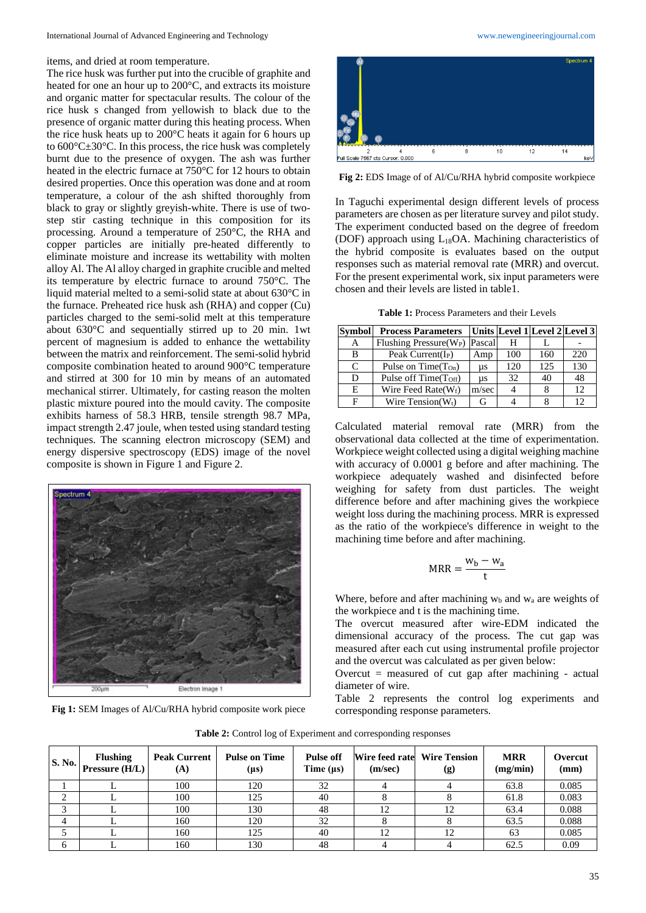items, and dried at room temperature.

The rice husk was further put into the crucible of graphite and heated for one an hour up to 200°C, and extracts its moisture and organic matter for spectacular results. The colour of the rice husk s changed from yellowish to black due to the presence of organic matter during this heating process. When the rice husk heats up to 200°C heats it again for 6 hours up to 600°C±30°C. In this process, the rice husk was completely burnt due to the presence of oxygen. The ash was further heated in the electric furnace at 750°C for 12 hours to obtain desired properties. Once this operation was done and at room temperature, a colour of the ash shifted thoroughly from black to gray or slightly greyish-white. There is use of two-step stir casting technique in this composition for its processing. Around a temperature of 250°C, the RHA and copper particles are initially pre-heated differently to eliminate moisture and increase its wettability with molten alloy Al. The Al alloy charged in graphite crucible and melted its temperature by electric furnace to around 750°C. The liquid material melted to a semi-solid state at about 630°C in the furnace. Preheated rice husk ash (RHA) and copper (Cu) particles charged to the semi-solid melt at this temperature about 630°C and sequentially stirred up to 20 min. 1wt percent of magnesium is added to enhance the wettability between the matrix and reinforcement. The semi-solid hybrid composite combination heated to around 900°C temperature and stirred at 300 for 10 min by means of an automated mechanical stirrer. Ultimately, for casting reason the molten plastic mixture poured into the mould cavity. The composite exhibits harness of 58.3 HRB, tensile strength 98.7 MPa, impact strength 2.47 joule, when tested using standard testing techniques. The scanning electron microscopy (SEM) and energy dispersive spectroscopy (EDS) image of the novel composite is shown in Figure 1 and Figure 2.

**Fig 1:** SEM Images of Al/Cu/RHA hybrid composite work piece

**Fig 2:** EDS Image of of Al/Cu/RHA hybrid composite workpiece

In Taguchi experimental design different levels of process parameters are chosen as per literature survey and pilot study. The experiment conducted based on the degree of freedom (DOF) approach using $L_{18}$OA. Machining characteristics of the hybrid composite is evaluates based on the output responses such as material removal rate (MRR) and overcut. For the present experimental work, six input parameters were chosen and their levels are listed in table1.

**Table 1:** Process Parameters and their Levels

| Symbol | Process Parameters | Units | Level 1 | Level 2 | Level 3 |
|---|---|---|---|---|---|
| A | Flushing Pressure($W_P$) | Pascal | H | L | - |
| B | Peak Current($I_P$) | Amp | 100 | 160 | 220 |
| C | Pulse on Time($T_{On}$) | µs | 120 | 125 | 130 |
| D | Pulse off Time($T_{Off}$) | µs | 32 | 40 | 48 |
| E | Wire Feed Rate($W_f$) | m/sec | 4 | 8 | 12 |
| F | Wire Tension($W_t$) | G | 4 | 8 | 12 |

Calculated material removal rate (MRR) from the observational data collected at the time of experimentation. Workpiece weight collected using a digital weighing machine with accuracy of 0.0001 g before and after machining. The workpiece adequately washed and disinfected before weighing for safety from dust particles. The weight difference before and after machining gives the workpiece weight loss during the machining process. MRR is expressed as the ratio of the workpiece's difference in weight to the machining time before and after machining.

$$MRR = \frac{w_b - w_a}{t}$$

Where, before and after machining $w_b$ and $w_a$ are weights of the workpiece and t is the machining time.

The overcut measured after wire-EDM indicated the dimensional accuracy of the process. The cut gap was measured after each cut using instrumental profile projector and the overcut was calculated as per given below:

Overcut = measured of cut gap after machining - actual diameter of wire.

Table 2 represents the control log experiments and corresponding response parameters.

**Table 2:** Control log of Experiment and corresponding responses

| S. No. | Flushing Pressure (H/L) | Peak Current (A) | Pulse on Time (µs) | Pulse off Time (µs) | Wire feed rate (m/sec) | Wire Tension (g) | MRR (mg/min) | Overcut (mm) |
|---|---|---|---|---|---|---|---|---|
| 1 | L | 100 | 120 | 32 | 4 | 4 | 63.8 | 0.085 |
| 2 | L | 100 | 125 | 40 | 8 | 8 | 61.8 | 0.083 |
| 3 | L | 100 | 130 | 48 | 12 | 12 | 63.4 | 0.088 |
| 4 | L | 160 | 120 | 32 | 8 | 8 | 63.5 | 0.088 |
| 5 | L | 160 | 125 | 40 | 12 | 12 | 63 | 0.085 |
| 6 | L | 160 | 130 | 48 | 4 | 4 | 62.5 | 0.09 |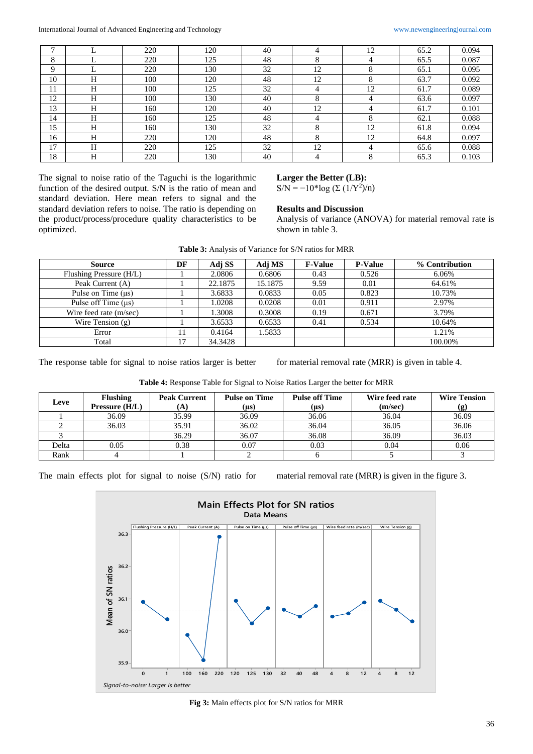| | | | | | | | | |
|---|---|---|---|---|---|---|---|---|
| 7 | L | 220 | 120 | 40 | 4 | 12 | 65.2 | 0.094 |
| 8 | L | 220 | 125 | 48 | 8 | 4 | 65.5 | 0.087 |
| 9 | L | 220 | 130 | 32 | 12 | 8 | 65.1 | 0.095 |
| 10 | H | 100 | 120 | 48 | 12 | 8 | 63.7 | 0.092 |
| 11 | H | 100 | 125 | 32 | 4 | 12 | 61.7 | 0.089 |
| 12 | H | 100 | 130 | 40 | 8 | 4 | 63.6 | 0.097 |
| 13 | H | 160 | 120 | 40 | 12 | 4 | 61.7 | 0.101 |
| 14 | H | 160 | 125 | 48 | 4 | 8 | 62.1 | 0.088 |
| 15 | H | 160 | 130 | 32 | 8 | 12 | 61.8 | 0.094 |
| 16 | H | 220 | 120 | 48 | 8 | 12 | 64.8 | 0.097 |
| 17 | H | 220 | 125 | 32 | 12 | 4 | 65.6 | 0.088 |
| 18 | H | 220 | 130 | 40 | 4 | 8 | 65.3 | 0.103 |

The signal to noise ratio of the Taguchi is the logarithmic function of the desired output. S/N is the ratio of mean and standard deviation. Here mean refers to signal and the standard deviation refers to noise. The ratio is depending on the product/process/procedure quality characteristics to be optimized.

**Larger the Better (LB):**

$S/N = -10*\log(\Sigma(1/Y^2)/n)$

**Results and Discussion**

Analysis of variance (ANOVA) for material removal rate is shown in table 3.

**Table 3:** Analysis of Variance for S/N ratios for MRR

| Source | DF | Adj SS | Adj MS | F-Value | P-Value | % Contribution |
|---|---|---|---|---|---|---|
| Flushing Pressure (H/L) | 1 | 2.0806 | 0.6806 | 0.43 | 0.526 | 6.06% |
| Peak Current (A) | 1 | 22.1875 | 15.1875 | 9.59 | 0.01 | 64.61% |
| Pulse on Time (µs) | 1 | 3.6833 | 0.0833 | 0.05 | 0.823 | 10.73% |
| Pulse off Time (µs) | 1 | 1.0208 | 0.0208 | 0.01 | 0.911 | 2.97% |
| Wire feed rate (m/sec) | 1 | 1.3008 | 0.3008 | 0.19 | 0.671 | 3.79% |
| Wire Tension (g) | 1 | 3.6533 | 0.6533 | 0.41 | 0.534 | 10.64% |
| Error | 11 | 0.4164 | 1.5833 | | | 1.21% |
| Total | 17 | 34.3428 | | | | 100.00% |

The response table for signal to noise ratios larger is better for material removal rate (MRR) is given in table 4.

**Table 4:** Response Table for Signal to Noise Ratios Larger the better for MRR

| Leve | Flushing Pressure (H/L) | Peak Current (A) | Pulse on Time (µs) | Pulse off Time (µs) | Wire feed rate (m/sec) | Wire Tension (g) |
|---|---|---|---|---|---|---|
| 1 | 36.09 | 35.99 | 36.09 | 36.06 | 36.04 | 36.09 |
| 2 | 36.03 | 35.91 | 36.02 | 36.04 | 36.05 | 36.06 |
| 3 | | 36.29 | 36.07 | 36.08 | 36.09 | 36.03 |
| Delta | 0.05 | 0.38 | 0.07 | 0.03 | 0.04 | 0.06 |
| Rank | 4 | 1 | 2 | 6 | 5 | 3 |

The main effects plot for signal to noise (S/N) ratio for material removal rate (MRR) is given in the figure 3.

**Fig 3:** Main effects plot for S/N ratios for MRR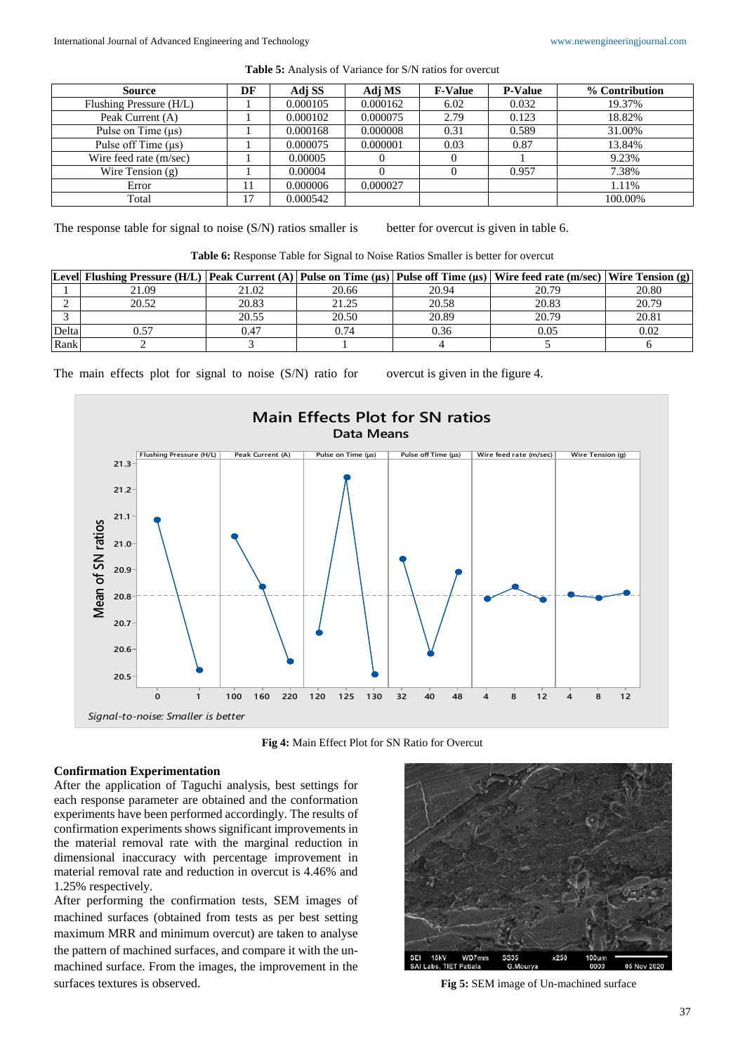**Table 5:** Analysis of Variance for S/N ratios for overcut

| Source | DF | Adj SS | Adj MS | F-Value | P-Value | % Contribution |
|---|---|---|---|---|---|---|
| Flushing Pressure (H/L) | 1 | 0.000105 | 0.000162 | 6.02 | 0.032 | 19.37% |
| Peak Current (A) | 1 | 0.000102 | 0.000075 | 2.79 | 0.123 | 18.82% |
| Pulse on Time (µs) | 1 | 0.000168 | 0.000008 | 0.31 | 0.589 | 31.00% |
| Pulse off Time (µs) | 1 | 0.000075 | 0.000001 | 0.03 | 0.87 | 13.84% |
| Wire feed rate (m/sec) | 1 | 0.00005 | 0 | 0 | 1 | 9.23% |
| Wire Tension (g) | 1 | 0.00004 | 0 | 0 | 0.957 | 7.38% |
| Error | 11 | 0.000006 | 0.000027 | | | 1.11% |
| Total | 17 | 0.000542 | | | | 100.00% |

The response table for signal to noise (S/N) ratios smaller is better for overcut is given in table 6.

**Table 6:** Response Table for Signal to Noise Ratios Smaller is better for overcut

| Level | Flushing Pressure (H/L) | Peak Current (A) | Pulse on Time (µs) | Pulse off Time (µs) | Wire feed rate (m/sec) | Wire Tension (g) |
|---|---|---|---|---|---|---|
| 1 | 21.09 | 21.02 | 20.66 | 20.94 | 20.79 | 20.80 |
| 2 | 20.52 | 20.83 | 21.25 | 20.58 | 20.83 | 20.79 |
| 3 | | 20.55 | 20.50 | 20.89 | 20.79 | 20.81 |
| Delta | 0.57 | 0.47 | 0.74 | 0.36 | 0.05 | 0.02 |
| Rank | 2 | 3 | 1 | 4 | 5 | 6 |

The main effects plot for signal to noise (S/N) ratio for overcut is given in the figure 4.

**Fig 4:** Main Effect Plot for SN Ratio for Overcut

### Confirmation Experimentation

After the application of Taguchi analysis, best settings for each response parameter are obtained and the conformation experiments have been performed accordingly. The results of confirmation experiments shows significant improvements in the material removal rate with the marginal reduction in dimensional inaccuracy with percentage improvement in material removal rate and reduction in overcut is 4.46% and 1.25% respectively.

After performing the confirmation tests, SEM images of machined surfaces (obtained from tests as per best setting maximum MRR and minimum overcut) are taken to analyse the pattern of machined surfaces, and compare it with the un-machined surface. From the images, the improvement in the surfaces textures is observed.

**Fig 5:** SEM image of Un-machined surface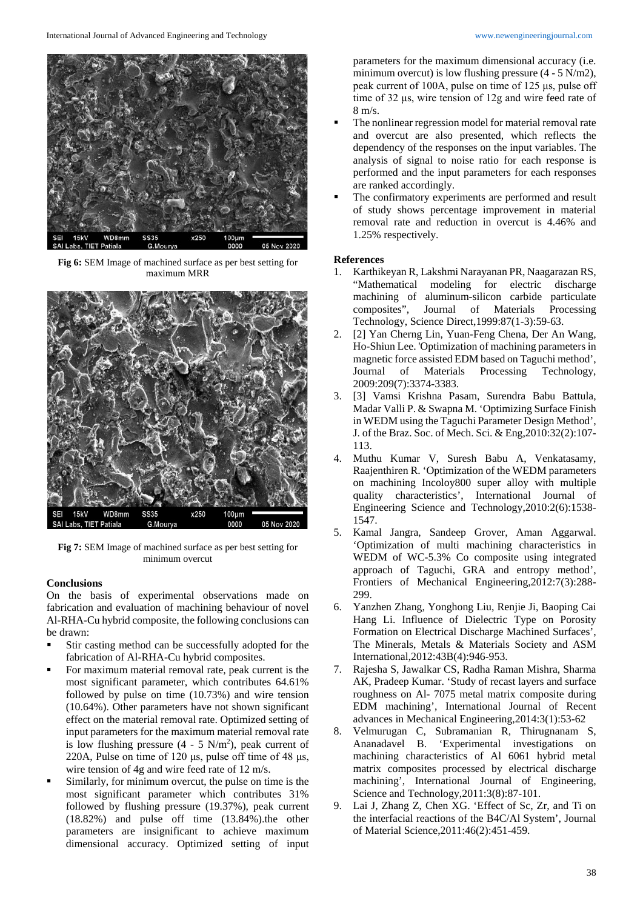Fig 6: SEM Image of machined surface as per best setting for maximum MRR

Fig 7: SEM Image of machined surface as per best setting for minimum overcut

## Conclusions

On the basis of experimental observations made on fabrication and evaluation of machining behaviour of novel Al-RHA-Cu hybrid composite, the following conclusions can be drawn:

- Stir casting method can be successfully adopted for the fabrication of Al-RHA-Cu hybrid composites.
- For maximum material removal rate, peak current is the most significant parameter, which contributes 64.61% followed by pulse on time (10.73%) and wire tension (10.64%). Other parameters have not shown significant effect on the material removal rate. Optimized setting of input parameters for the maximum material removal rate is low flushing pressure (4 - 5 $N/m^2$), peak current of 220A, Pulse on time of 120 µs, pulse off time of 48 µs, wire tension of 4g and wire feed rate of 12 m/s.
- Similarly, for minimum overcut, the pulse on time is the most significant parameter which contributes 31% followed by flushing pressure (19.37%), peak current (18.82%) and pulse off time (13.84%).the other parameters are insignificant to achieve maximum dimensional accuracy. Optimized setting of input parameters for the maximum dimensional accuracy (i.e. minimum overcut) is low flushing pressure (4 - 5 N/m2), peak current of 100A, pulse on time of 125 µs, pulse off time of 32 µs, wire tension of 12g and wire feed rate of 8 m/s.
- The nonlinear regression model for material removal rate and overcut are also presented, which reflects the dependency of the responses on the input variables. The analysis of signal to noise ratio for each response is performed and the input parameters for each responses are ranked accordingly.
- The confirmatory experiments are performed and result of study shows percentage improvement in material removal rate and reduction in overcut is 4.46% and 1.25% respectively.

## References

1. Karthikeyan R, Lakshmi Narayanan PR, Naagarazan RS, "Mathematical modeling for electric discharge machining of aluminum-silicon carbide particulate composites", Journal of Materials Processing Technology, Science Direct,1999:87(1-3):59-63.
2. [2] Yan Cherng Lin, Yuan-Feng Chena, Der An Wang, Ho-Shiun Lee. 'Optimization of machining parameters in magnetic force assisted EDM based on Taguchi method', Journal of Materials Processing Technology, 2009:209(7):3374-3383.
3. [3] Vamsi Krishna Pasam, Surendra Babu Battula, Madar Valli P. & Swapna M. 'Optimizing Surface Finish in WEDM using the Taguchi Parameter Design Method', J. of the Braz. Soc. of Mech. Sci. & Eng,2010:32(2):107-113.
4. Muthu Kumar V, Suresh Babu A, Venkatasamy, Raajenthiren R. 'Optimization of the WEDM parameters on machining Incoloy800 super alloy with multiple quality characteristics', International Journal of Engineering Science and Technology,2010:2(6):1538-1547.
5. Kamal Jangra, Sandeep Grover, Aman Aggarwal. 'Optimization of multi machining characteristics in WEDM of WC-5.3% Co composite using integrated approach of Taguchi, GRA and entropy method', Frontiers of Mechanical Engineering,2012:7(3):288-299.
6. Yanzhen Zhang, Yonghong Liu, Renjie Ji, Baoping Cai Hang Li. Influence of Dielectric Type on Porosity Formation on Electrical Discharge Machined Surfaces', The Minerals, Metals & Materials Society and ASM International,2012:43B(4):946-953.
7. Rajesha S, Jawalkar CS, Radha Raman Mishra, Sharma AK, Pradeep Kumar. 'Study of recast layers and surface roughness on Al- 7075 metal matrix composite during EDM machining', International Journal of Recent advances in Mechanical Engineering,2014:3(1):53-62
8. Velmurugan C, Subramanian R, Thirugnanam S, Ananadavel B. 'Experimental investigations on machining characteristics of Al 6061 hybrid metal matrix composites processed by electrical discharge machining', International Journal of Engineering, Science and Technology,2011:3(8):87-101.
9. Lai J, Zhang Z, Chen XG. 'Effect of Sc, Zr, and Ti on the interfacial reactions of the B4C/Al System', Journal of Material Science,2011:46(2):451-459.